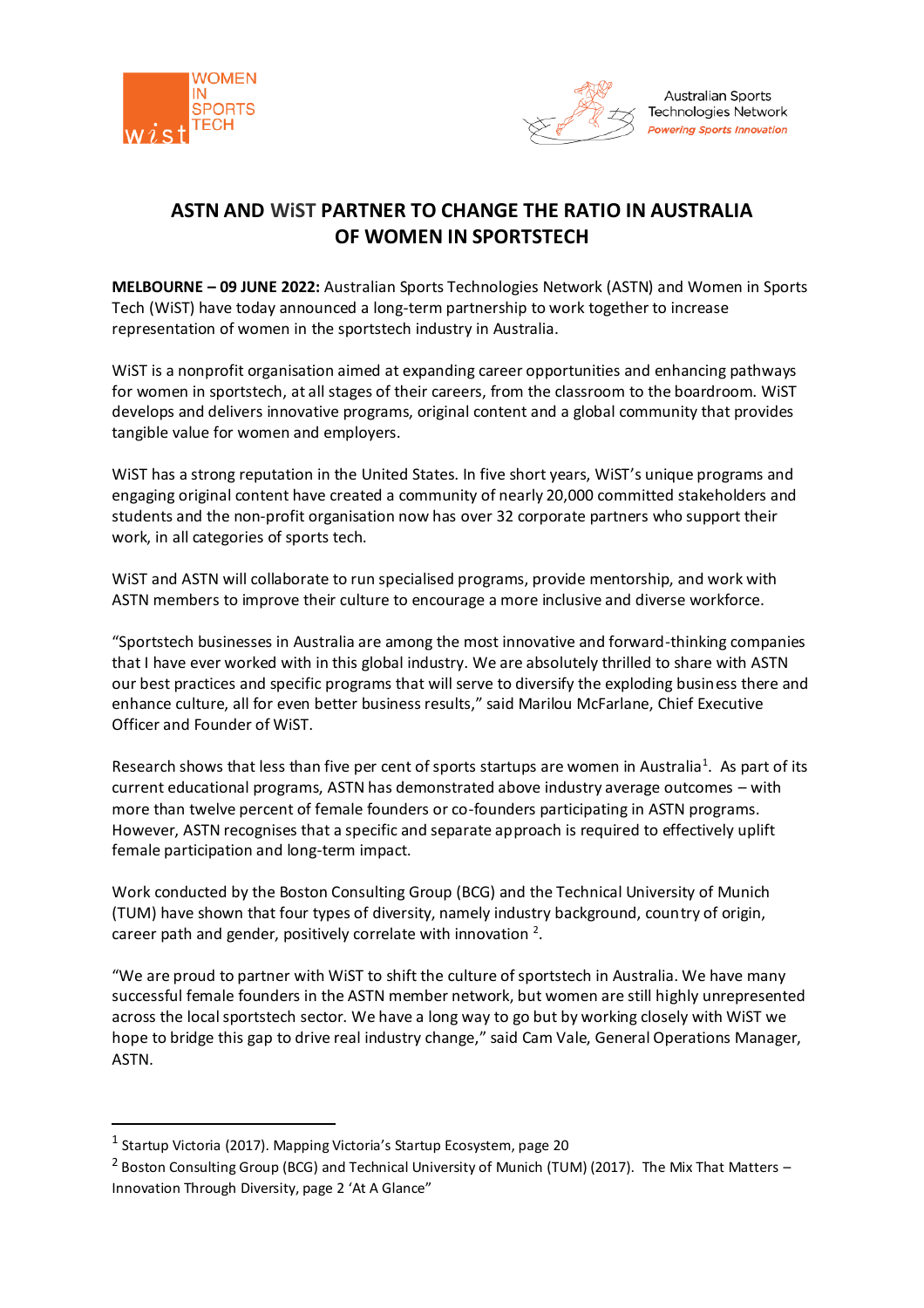# ASTN AND WiST PARTNER TO CHANGE THE RATIO IN AUSTRALIA OF WOMEN IN SPORTSTECH

**MELBOURNE – 09 JUNE 2022:** Australian Sports Technologies Network (ASTN) and Women in Sports Tech (WiST) have today announced a long-term partnership to work together to increase representation of women in the sportstech industry in Australia.

WiST is a nonprofit organisation aimed at expanding career opportunities and enhancing pathways for women in sportstech, at all stages of their careers, from the classroom to the boardroom. WiST develops and delivers innovative programs, original content and a global community that provides tangible value for women and employers.

WiST has a strong reputation in the United States. In five short years, WiST's unique programs and engaging original content have created a community of nearly 20,000 committed stakeholders and students and the non-profit organisation now has over 32 corporate partners who support their work, in all categories of sports tech.

WiST and ASTN will collaborate to run specialised programs, provide mentorship, and work with ASTN members to improve their culture to encourage a more inclusive and diverse workforce.

"Sportstech businesses in Australia are among the most innovative and forward-thinking companies that I have ever worked with in this global industry. We are absolutely thrilled to share with ASTN our best practices and specific programs that will serve to diversify the exploding business there and enhance culture, all for even better business results," said Marilou McFarlane, Chief Executive Officer and Founder of WiST.

Research shows that less than five per cent of sports startups are women in Australia[1]. As part of its current educational programs, ASTN has demonstrated above industry average outcomes – with more than twelve percent of female founders or co-founders participating in ASTN programs. However, ASTN recognises that a specific and separate approach is required to effectively uplift female participation and long-term impact.

Work conducted by the Boston Consulting Group (BCG) and the Technical University of Munich (TUM) have shown that four types of diversity, namely industry background, country of origin, career path and gender, positively correlate with innovation [2].

"We are proud to partner with WiST to shift the culture of sportstech in Australia. We have many successful female founders in the ASTN member network, but women are still highly unrepresented across the local sportstech sector. We have a long way to go but by working closely with WiST we hope to bridge this gap to drive real industry change," said Cam Vale, General Operations Manager, ASTN.

---

[1] Startup Victoria (2017). Mapping Victoria's Startup Ecosystem, page 20

[2] Boston Consulting Group (BCG) and Technical University of Munich (TUM) (2017). The Mix That Matters – Innovation Through Diversity, page 2 'At A Glance"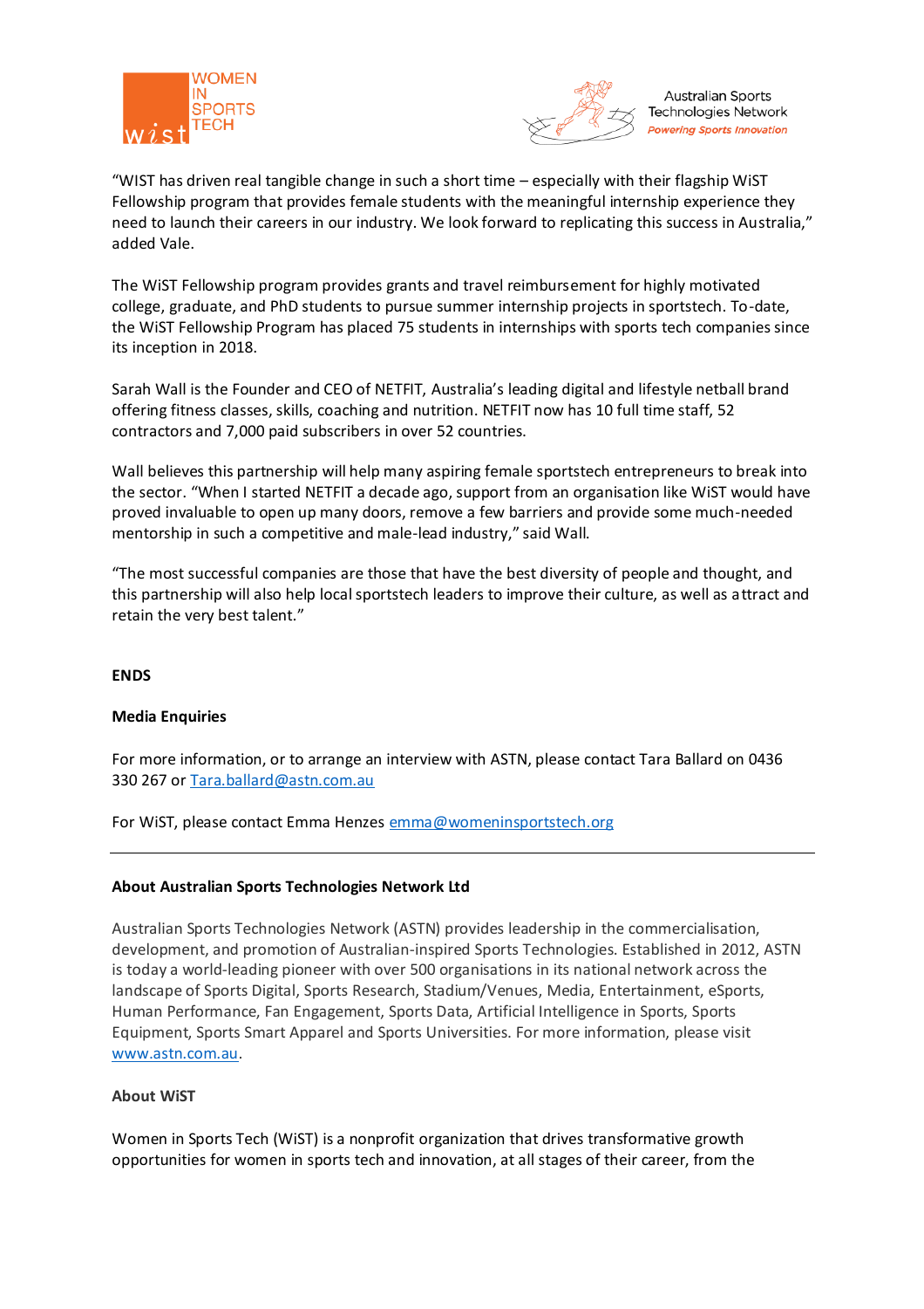"WIST has driven real tangible change in such a short time – especially with their flagship WiST Fellowship program that provides female students with the meaningful internship experience they need to launch their careers in our industry. We look forward to replicating this success in Australia," added Vale.

The WiST Fellowship program provides grants and travel reimbursement for highly motivated college, graduate, and PhD students to pursue summer internship projects in sportstech. To-date, the WiST Fellowship Program has placed 75 students in internships with sports tech companies since its inception in 2018.

Sarah Wall is the Founder and CEO of NETFIT, Australia's leading digital and lifestyle netball brand offering fitness classes, skills, coaching and nutrition. NETFIT now has 10 full time staff, 52 contractors and 7,000 paid subscribers in over 52 countries.

Wall believes this partnership will help many aspiring female sportstech entrepreneurs to break into the sector. "When I started NETFIT a decade ago, support from an organisation like WiST would have proved invaluable to open up many doors, remove a few barriers and provide some much-needed mentorship in such a competitive and male-lead industry," said Wall.

"The most successful companies are those that have the best diversity of people and thought, and this partnership will also help local sportstech leaders to improve their culture, as well as attract and retain the very best talent."

**ENDS**

**Media Enquiries**

For more information, or to arrange an interview with ASTN, please contact Tara Ballard on 0436 330 267 or Tara.ballard@astn.com.au

For WiST, please contact Emma Henzes emma@womeninsportstech.org

---

**About Australian Sports Technologies Network Ltd**

Australian Sports Technologies Network (ASTN) provides leadership in the commercialisation, development, and promotion of Australian-inspired Sports Technologies. Established in 2012, ASTN is today a world-leading pioneer with over 500 organisations in its national network across the landscape of Sports Digital, Sports Research, Stadium/Venues, Media, Entertainment, eSports, Human Performance, Fan Engagement, Sports Data, Artificial Intelligence in Sports, Sports Equipment, Sports Smart Apparel and Sports Universities. For more information, please visit www.astn.com.au.

**About WiST**

Women in Sports Tech (WiST) is a nonprofit organization that drives transformative growth opportunities for women in sports tech and innovation, at all stages of their career, from the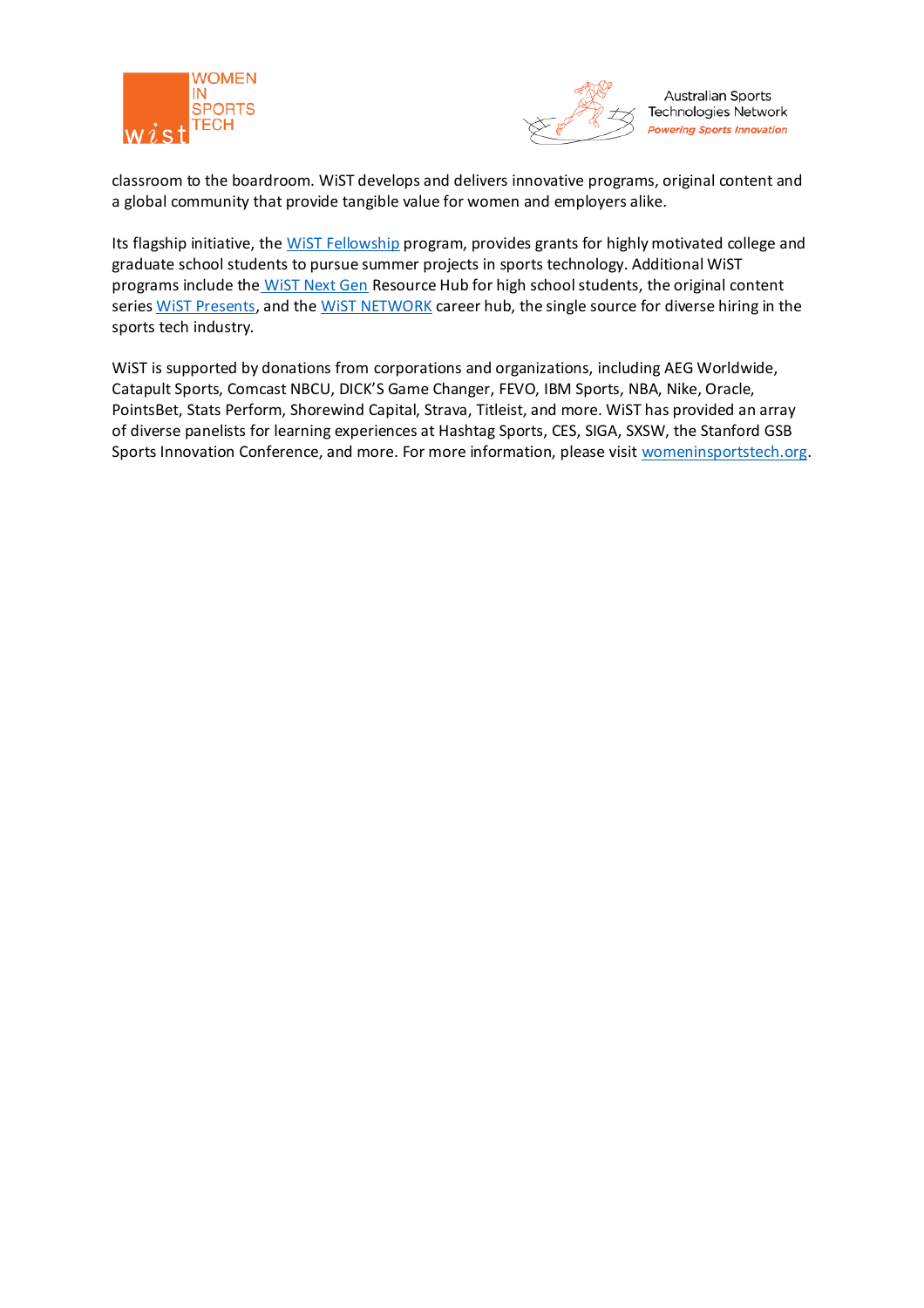classroom to the boardroom. WiST develops and delivers innovative programs, original content and a global community that provide tangible value for women and employers alike.

Its flagship initiative, the WiST Fellowship program, provides grants for highly motivated college and graduate school students to pursue summer projects in sports technology. Additional WiST programs include the WiST Next Gen Resource Hub for high school students, the original content series WiST Presents, and the WiST NETWORK career hub, the single source for diverse hiring in the sports tech industry.

WiST is supported by donations from corporations and organizations, including AEG Worldwide, Catapult Sports, Comcast NBCU, DICK'S Game Changer, FEVO, IBM Sports, NBA, Nike, Oracle, PointsBet, Stats Perform, Shorewind Capital, Strava, Titleist, and more. WiST has provided an array of diverse panelists for learning experiences at Hashtag Sports, CES, SIGA, SXSW, the Stanford GSB Sports Innovation Conference, and more. For more information, please visit womeninsportstech.org.